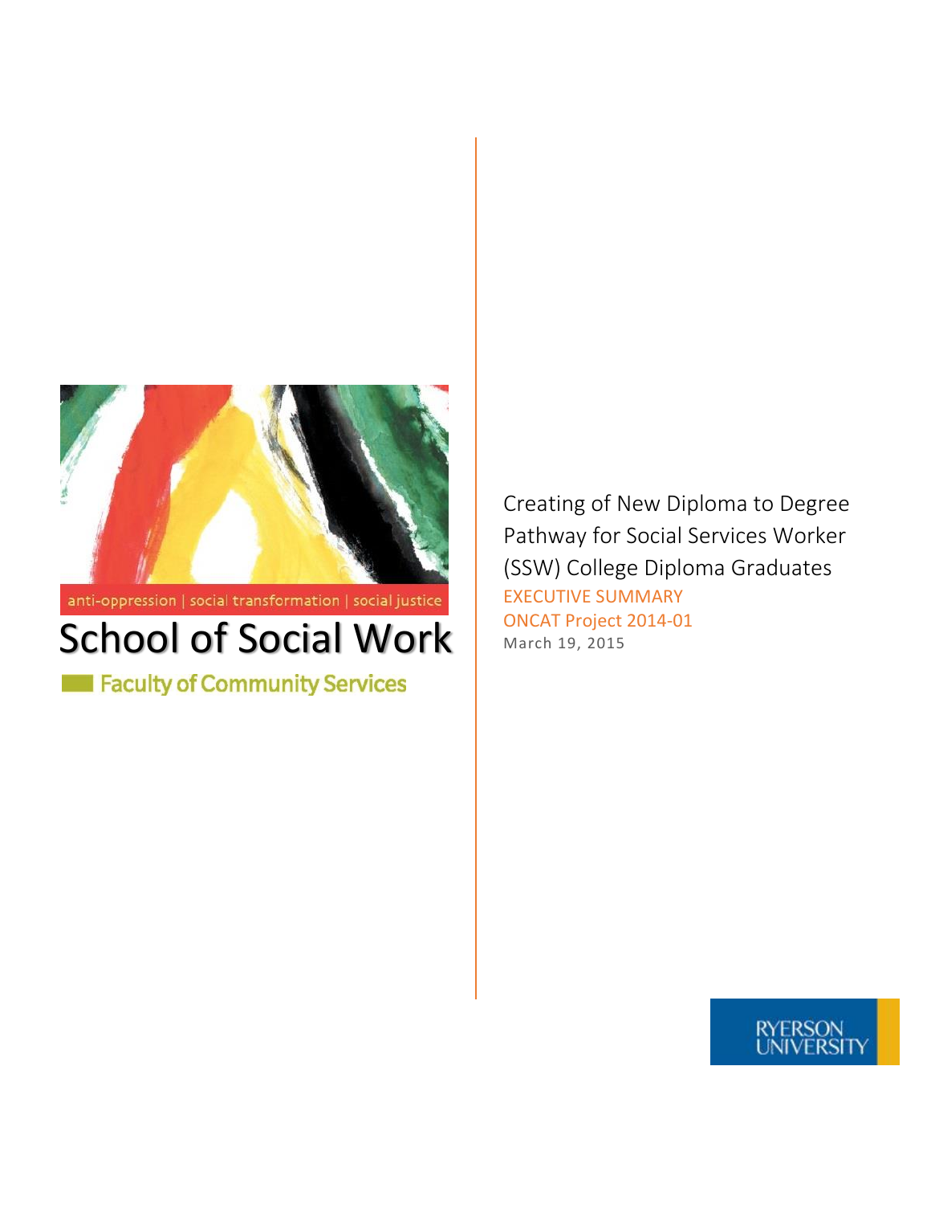anti-oppression | social transformation | social justice

# School of Social Work

Faculty of Community Services

Creating of New Diploma to Degree Pathway for Social Services Worker (SSW) College Diploma Graduates

EXECUTIVE SUMMARY

ONCAT Project 2014-01

March 19, 2015

RYERSON UNIVERSITY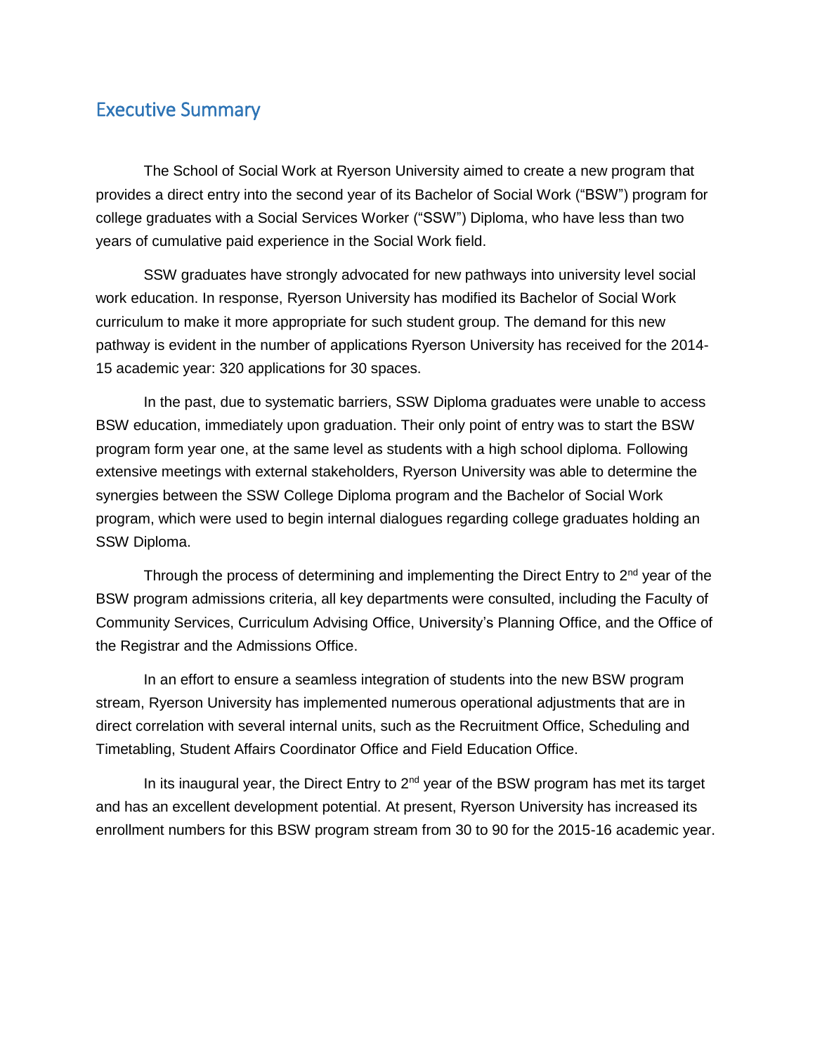## Executive Summary

The School of Social Work at Ryerson University aimed to create a new program that provides a direct entry into the second year of its Bachelor of Social Work ("BSW") program for college graduates with a Social Services Worker ("SSW") Diploma, who have less than two years of cumulative paid experience in the Social Work field.

SSW graduates have strongly advocated for new pathways into university level social work education. In response, Ryerson University has modified its Bachelor of Social Work curriculum to make it more appropriate for such student group. The demand for this new pathway is evident in the number of applications Ryerson University has received for the 2014-15 academic year: 320 applications for 30 spaces.

In the past, due to systematic barriers, SSW Diploma graduates were unable to access BSW education, immediately upon graduation. Their only point of entry was to start the BSW program form year one, at the same level as students with a high school diploma. Following extensive meetings with external stakeholders, Ryerson University was able to determine the synergies between the SSW College Diploma program and the Bachelor of Social Work program, which were used to begin internal dialogues regarding college graduates holding an SSW Diploma.

Through the process of determining and implementing the Direct Entry to 2nd year of the BSW program admissions criteria, all key departments were consulted, including the Faculty of Community Services, Curriculum Advising Office, University's Planning Office, and the Office of the Registrar and the Admissions Office.

In an effort to ensure a seamless integration of students into the new BSW program stream, Ryerson University has implemented numerous operational adjustments that are in direct correlation with several internal units, such as the Recruitment Office, Scheduling and Timetabling, Student Affairs Coordinator Office and Field Education Office.

In its inaugural year, the Direct Entry to 2nd year of the BSW program has met its target and has an excellent development potential. At present, Ryerson University has increased its enrollment numbers for this BSW program stream from 30 to 90 for the 2015-16 academic year.